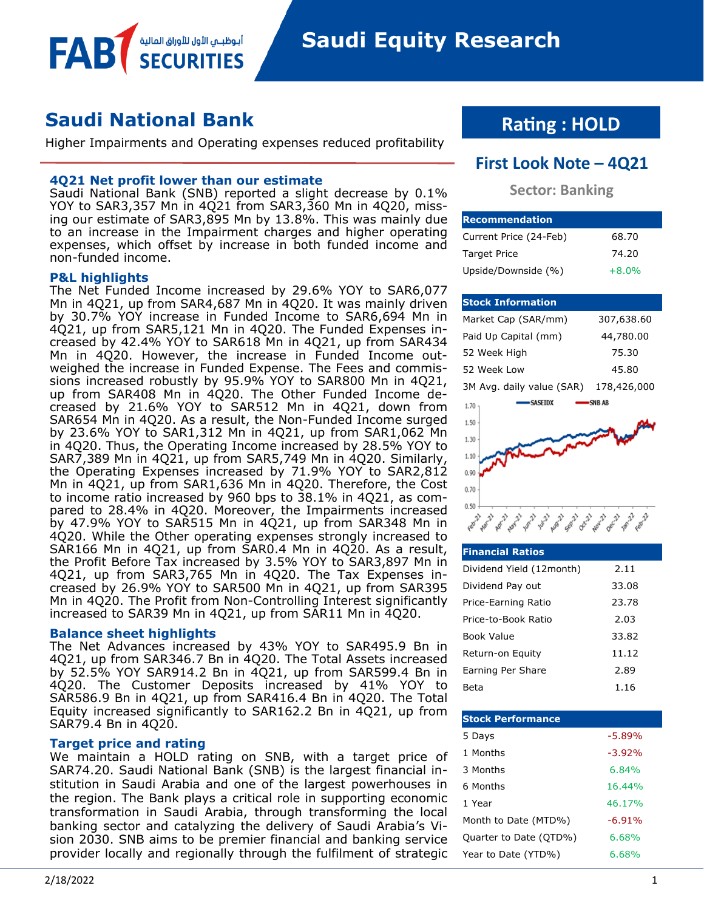FAB SECURITIES أبوظبي الأول للأوراق المالية

# Saudi Equity Research

## Saudi National Bank

Higher Impairments and Operating expenses reduced profitability

**Rating : HOLD**

**First Look Note – 4Q21**

**Sector: Banking**

### 4Q21 Net profit lower than our estimate

Saudi National Bank (SNB) reported a slight decrease by 0.1% YOY to SAR3,357 Mn in 4Q21 from SAR3,360 Mn in 4Q20, missing our estimate of SAR3,895 Mn by 13.8%. This was mainly due to an increase in the Impairment charges and higher operating expenses, which offset by increase in both funded income and non-funded income.

### P&L highlights

The Net Funded Income increased by 29.6% YOY to SAR6,077 Mn in 4Q21, up from SAR4,687 Mn in 4Q20. It was mainly driven by 30.7% YOY increase in Funded Income to SAR6,694 Mn in 4Q21, up from SAR5,121 Mn in 4Q20. The Funded Expenses increased by 42.4% YOY to SAR618 Mn in 4Q21, up from SAR434 Mn in 4Q20. However, the increase in Funded Income outweighed the increase in Funded Expense. The Fees and commissions increased robustly by 95.9% YOY to SAR800 Mn in 4Q21, up from SAR408 Mn in 4Q20. The Other Funded Income decreased by 21.6% YOY to SAR512 Mn in 4Q21, down from SAR654 Mn in 4Q20. As a result, the Non-Funded Income surged by 23.6% YOY to SAR1,312 Mn in 4Q21, up from SAR1,062 Mn in 4Q20. Thus, the Operating Income increased by 28.5% YOY to SAR7,389 Mn in 4Q21, up from SAR5,749 Mn in 4Q20. Similarly, the Operating Expenses increased by 71.9% YOY to SAR2,812 Mn in 4Q21, up from SAR1,636 Mn in 4Q20. Therefore, the Cost to income ratio increased by 960 bps to 38.1% in 4Q21, as compared to 28.4% in 4Q20. Moreover, the Impairments increased by 47.9% YOY to SAR515 Mn in 4Q21, up from SAR348 Mn in 4Q20. While the Other operating expenses strongly increased to SAR166 Mn in 4Q21, up from SAR0.4 Mn in 4Q20. As a result, the Profit Before Tax increased by 3.5% YOY to SAR3,897 Mn in 4Q21, up from SAR3,765 Mn in 4Q20. The Tax Expenses increased by 26.9% YOY to SAR500 Mn in 4Q21, up from SAR395 Mn in 4Q20. The Profit from Non-Controlling Interest significantly increased to SAR39 Mn in 4Q21, up from SAR11 Mn in 4Q20.

### Balance sheet highlights

The Net Advances increased by 43% YOY to SAR495.9 Bn in 4Q21, up from SAR346.7 Bn in 4Q20. The Total Assets increased by 52.5% YOY SAR914.2 Bn in 4Q21, up from SAR599.4 Bn in 4Q20. The Customer Deposits increased by 41% YOY to SAR586.9 Bn in 4Q21, up from SAR416.4 Bn in 4Q20. The Total Equity increased significantly to SAR162.2 Bn in 4Q21, up from SAR79.4 Bn in 4Q20.

### Target price and rating

We maintain a HOLD rating on SNB, with a target price of SAR74.20. Saudi National Bank (SNB) is the largest financial institution in Saudi Arabia and one of the largest powerhouses in the region. The Bank plays a critical role in supporting economic transformation in Saudi Arabia, through transforming the local banking sector and catalyzing the delivery of Saudi Arabia's Vision 2030. SNB aims to be premier financial and banking service provider locally and regionally through the fulfilment of strategic

| Recommendation | |
|---|---|
| Current Price (24-Feb) | 68.70 |
| Target Price | 74.20 |
| Upside/Downside (%) | +8.0% |

| Stock Information | |
|---|---|
| Market Cap (SAR/mm) | 307,638.60 |
| Paid Up Capital (mm) | 44,780.00 |
| 52 Week High | 75.30 |
| 52 Week Low | 45.80 |
| 3M Avg. daily value (SAR) | 178,426,000 |

| Financial Ratios | |
|---|---|
| Dividend Yield (12month) | 2.11 |
| Dividend Pay out | 33.08 |
| Price-Earning Ratio | 23.78 |
| Price-to-Book Ratio | 2.03 |
| Book Value | 33.82 |
| Return-on Equity | 11.12 |
| Earning Per Share | 2.89 |
| Beta | 1.16 |

| Stock Performance | |
|---|---|
| 5 Days | -5.89% |
| 1 Months | -3.92% |
| 3 Months | 6.84% |
| 6 Months | 16.44% |
| 1 Year | 46.17% |
| Month to Date (MTD%) | -6.91% |
| Quarter to Date (QTD%) | 6.68% |
| Year to Date (YTD%) | 6.68% |

2/18/2022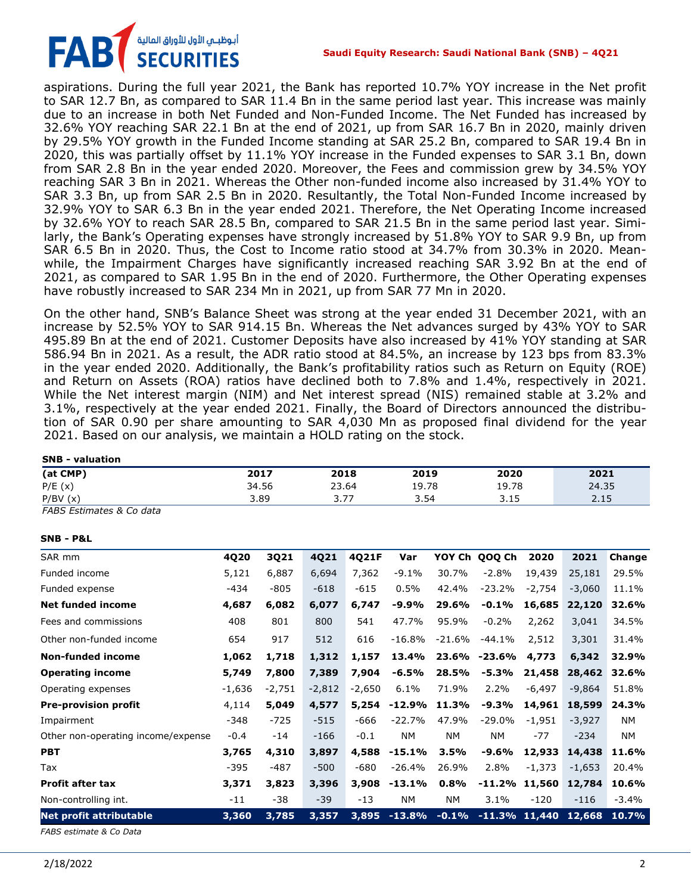aspirations. During the full year 2021, the Bank has reported 10.7% YOY increase in the Net profit to SAR 12.7 Bn, as compared to SAR 11.4 Bn in the same period last year. This increase was mainly due to an increase in both Net Funded and Non-Funded Income. The Net Funded has increased by 32.6% YOY reaching SAR 22.1 Bn at the end of 2021, up from SAR 16.7 Bn in 2020, mainly driven by 29.5% YOY growth in the Funded Income standing at SAR 25.2 Bn, compared to SAR 19.4 Bn in 2020, this was partially offset by 11.1% YOY increase in the Funded expenses to SAR 3.1 Bn, down from SAR 2.8 Bn in the year ended 2020. Moreover, the Fees and commission grew by 34.5% YOY reaching SAR 3 Bn in 2021. Whereas the Other non-funded income also increased by 31.4% YOY to SAR 3.3 Bn, up from SAR 2.5 Bn in 2020. Resultantly, the Total Non-Funded Income increased by 32.9% YOY to SAR 6.3 Bn in the year ended 2021. Therefore, the Net Operating Income increased by 32.6% YOY to reach SAR 28.5 Bn, compared to SAR 21.5 Bn in the same period last year. Similarly, the Bank's Operating expenses have strongly increased by 51.8% YOY to SAR 9.9 Bn, up from SAR 6.5 Bn in 2020. Thus, the Cost to Income ratio stood at 34.7% from 30.3% in 2020. Meanwhile, the Impairment Charges have significantly increased reaching SAR 3.92 Bn at the end of 2021, as compared to SAR 1.95 Bn in the end of 2020. Furthermore, the Other Operating expenses have robustly increased to SAR 234 Mn in 2021, up from SAR 77 Mn in 2020.

On the other hand, SNB's Balance Sheet was strong at the year ended 31 December 2021, with an increase by 52.5% YOY to SAR 914.15 Bn. Whereas the Net advances surged by 43% YOY to SAR 495.89 Bn at the end of 2021. Customer Deposits have also increased by 41% YOY standing at SAR 586.94 Bn in 2021. As a result, the ADR ratio stood at 84.5%, an increase by 123 bps from 83.3% in the year ended 2020. Additionally, the Bank's profitability ratios such as Return on Equity (ROE) and Return on Assets (ROA) ratios have declined both to 7.8% and 1.4%, respectively in 2021. While the Net interest margin (NIM) and Net interest spread (NIS) remained stable at 3.2% and 3.1%, respectively at the year ended 2021. Finally, the Board of Directors announced the distribution of SAR 0.90 per share amounting to SAR 4,030 Mn as proposed final dividend for the year 2021. Based on our analysis, we maintain a HOLD rating on the stock.

**SNB - valuation**

| (at CMP) | 2017 | 2018 | 2019 | 2020 | 2021 |
|---|---|---|---|---|---|
| P/E (x) | 34.56 | 23.64 | 19.78 | 19.78 | 24.35 |
| P/BV (x) | 3.89 | 3.77 | 3.54 | 3.15 | 2.15 |

*FABS Estimates & Co data*

**SNB - P&L**

| SAR mm | 4Q20 | 3Q21 | 4Q21 | 4Q21F | Var | YOY Ch | QOQ Ch | 2020 | 2021 | Change |
|---|---|---|---|---|---|---|---|---|---|---|
| Funded income | 5,121 | 6,887 | 6,694 | 7,362 | -9.1% | 30.7% | -2.8% | 19,439 | 25,181 | 29.5% |
| Funded expense | -434 | -805 | -618 | -615 | 0.5% | 42.4% | -23.2% | -2,754 | -3,060 | 11.1% |
| **Net funded income** | **4,687** | **6,082** | **6,077** | **6,747** | **-9.9%** | **29.6%** | **-0.1%** | **16,685** | **22,120** | **32.6%** |
| Fees and commissions | 408 | 801 | 800 | 541 | 47.7% | 95.9% | -0.2% | 2,262 | 3,041 | 34.5% |
| Other non-funded income | 654 | 917 | 512 | 616 | -16.8% | -21.6% | -44.1% | 2,512 | 3,301 | 31.4% |
| **Non-funded income** | **1,062** | **1,718** | **1,312** | **1,157** | **13.4%** | **23.6%** | **-23.6%** | **4,773** | **6,342** | **32.9%** |
| **Operating income** | **5,749** | **7,800** | **7,389** | **7,904** | **-6.5%** | **28.5%** | **-5.3%** | **21,458** | **28,462** | **32.6%** |
| Operating expenses | -1,636 | -2,751 | -2,812 | -2,650 | 6.1% | 71.9% | 2.2% | -6,497 | -9,864 | 51.8% |
| **Pre-provision profit** | 4,114 | **5,049** | **4,577** | **5,254** | **-12.9%** | **11.3%** | **-9.3%** | **14,961** | **18,599** | **24.3%** |
| Impairment | -348 | -725 | -515 | -666 | -22.7% | 47.9% | -29.0% | -1,951 | -3,927 | NM |
| Other non-operating income/expense | -0.4 | -14 | -166 | -0.1 | NM | NM | NM | -77 | -234 | NM |
| **PBT** | **3,765** | **4,310** | **3,897** | **4,588** | **-15.1%** | **3.5%** | **-9.6%** | **12,933** | **14,438** | **11.6%** |
| Tax | -395 | -487 | -500 | -680 | -26.4% | 26.9% | 2.8% | -1,373 | -1,653 | 20.4% |
| **Profit after tax** | **3,371** | **3,823** | **3,396** | **3,908** | **-13.1%** | **0.8%** | **-11.2%** | **11,560** | **12,784** | **10.6%** |
| Non-controlling int. | -11 | -38 | -39 | -13 | NM | NM | 3.1% | -120 | -116 | -3.4% |
| **Net profit attributable** | **3,360** | **3,785** | **3,357** | **3,895** | **-13.8%** | **-0.1%** | **-11.3%** | **11,440** | **12,668** | **10.7%** |

*FABS estimate & Co Data*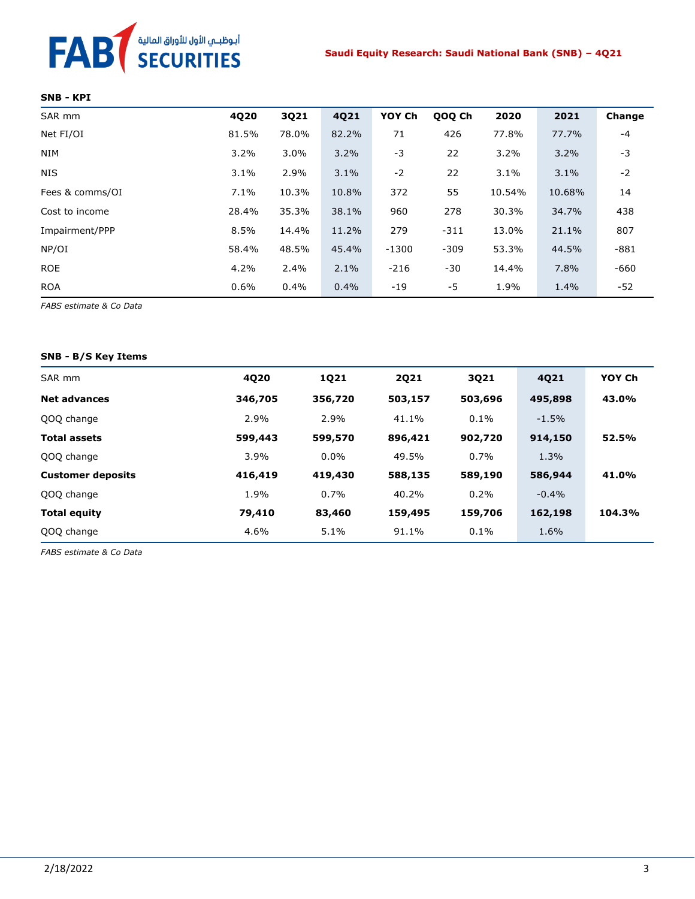### SNB - KPI

| SAR mm | 4Q20 | 3Q21 | 4Q21 | YOY Ch | QOQ Ch | 2020 | 2021 | Change |
|---|---|---|---|---|---|---|---|---|
| Net FI/OI | 81.5% | 78.0% | 82.2% | 71 | 426 | 77.8% | 77.7% | -4 |
| NIM | 3.2% | 3.0% | 3.2% | -3 | 22 | 3.2% | 3.2% | -3 |
| NIS | 3.1% | 2.9% | 3.1% | -2 | 22 | 3.1% | 3.1% | -2 |
| Fees & comms/OI | 7.1% | 10.3% | 10.8% | 372 | 55 | 10.54% | 10.68% | 14 |
| Cost to income | 28.4% | 35.3% | 38.1% | 960 | 278 | 30.3% | 34.7% | 438 |
| Impairment/PPP | 8.5% | 14.4% | 11.2% | 279 | -311 | 13.0% | 21.1% | 807 |
| NP/OI | 58.4% | 48.5% | 45.4% | -1300 | -309 | 53.3% | 44.5% | -881 |
| ROE | 4.2% | 2.4% | 2.1% | -216 | -30 | 14.4% | 7.8% | -660 |
| ROA | 0.6% | 0.4% | 0.4% | -19 | -5 | 1.9% | 1.4% | -52 |

*FABS estimate & Co Data*

### SNB - B/S Key Items

| SAR mm | 4Q20 | 1Q21 | 2Q21 | 3Q21 | 4Q21 | YOY Ch |
|---|---|---|---|---|---|---|
| **Net advances** | **346,705** | **356,720** | **503,157** | **503,696** | **495,898** | **43.0%** |
| QOQ change | 2.9% | 2.9% | 41.1% | 0.1% | -1.5% | |
| **Total assets** | **599,443** | **599,570** | **896,421** | **902,720** | **914,150** | **52.5%** |
| QOQ change | 3.9% | 0.0% | 49.5% | 0.7% | 1.3% | |
| **Customer deposits** | **416,419** | **419,430** | **588,135** | **589,190** | **586,944** | **41.0%** |
| QOQ change | 1.9% | 0.7% | 40.2% | 0.2% | -0.4% | |
| **Total equity** | **79,410** | **83,460** | **159,495** | **159,706** | **162,198** | **104.3%** |
| QOQ change | 4.6% | 5.1% | 91.1% | 0.1% | 1.6% | |

*FABS estimate & Co Data*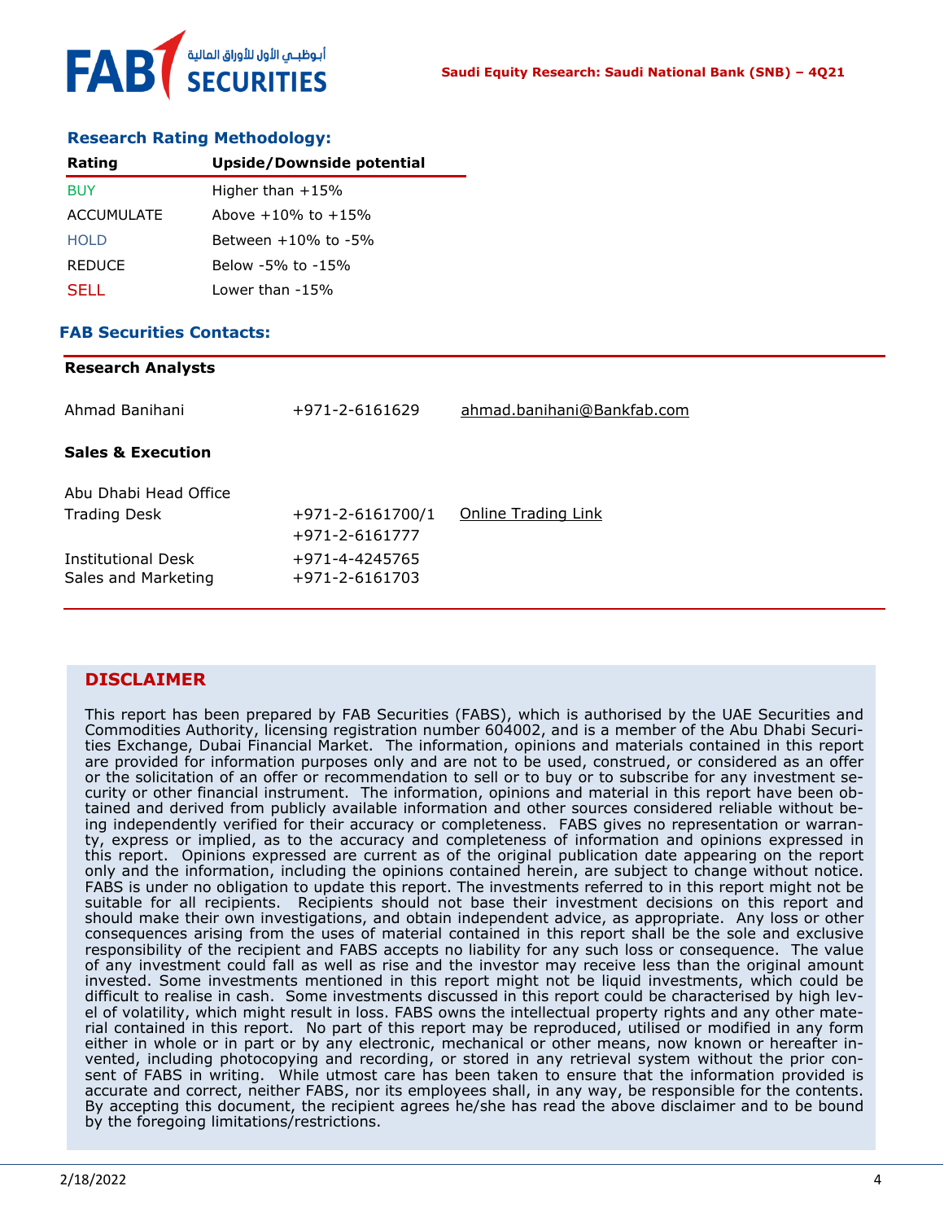## Research Rating Methodology:

| Rating | Upside/Downside potential |
|---|---|
| BUY | Higher than +15% |
| ACCUMULATE | Above +10% to +15% |
| HOLD | Between +10% to -5% |
| REDUCE | Below -5% to -15% |
| SELL | Lower than -15% |

## FAB Securities Contacts:

**Research Analysts**

| | | |
|---|---|---|
| Ahmad Banihani | +971-2-6161629 | ahmad.banihani@Bankfab.com |

**Sales & Execution**

| | | |
|---|---|---|
| Abu Dhabi Head Office | | |
| Trading Desk | +971-2-6161700/1<br>+971-2-6161777 | Online Trading Link |
| Institutional Desk | +971-4-4245765 | |
| Sales and Marketing | +971-2-6161703 | |

## DISCLAIMER

This report has been prepared by FAB Securities (FABS), which is authorised by the UAE Securities and Commodities Authority, licensing registration number 604002, and is a member of the Abu Dhabi Securities Exchange, Dubai Financial Market. The information, opinions and materials contained in this report are provided for information purposes only and are not to be used, construed, or considered as an offer or the solicitation of an offer or recommendation to sell or to buy or to subscribe for any investment security or other financial instrument. The information, opinions and material in this report have been obtained and derived from publicly available information and other sources considered reliable without being independently verified for their accuracy or completeness. FABS gives no representation or warranty, express or implied, as to the accuracy and completeness of information and opinions expressed in this report. Opinions expressed are current as of the original publication date appearing on the report only and the information, including the opinions contained herein, are subject to change without notice. FABS is under no obligation to update this report. The investments referred to in this report might not be suitable for all recipients. Recipients should not base their investment decisions on this report and should make their own investigations, and obtain independent advice, as appropriate. Any loss or other consequences arising from the uses of material contained in this report shall be the sole and exclusive responsibility of the recipient and FABS accepts no liability for any such loss or consequence. The value of any investment could fall as well as rise and the investor may receive less than the original amount invested. Some investments mentioned in this report might not be liquid investments, which could be difficult to realise in cash. Some investments discussed in this report could be characterised by high level of volatility, which might result in loss. FABS owns the intellectual property rights and any other material contained in this report. No part of this report may be reproduced, utilised or modified in any form either in whole or in part or by any electronic, mechanical or other means, now known or hereafter invented, including photocopying and recording, or stored in any retrieval system without the prior consent of FABS in writing. While utmost care has been taken to ensure that the information provided is accurate and correct, neither FABS, nor its employees shall, in any way, be responsible for the contents. By accepting this document, the recipient agrees he/she has read the above disclaimer and to be bound by the foregoing limitations/restrictions.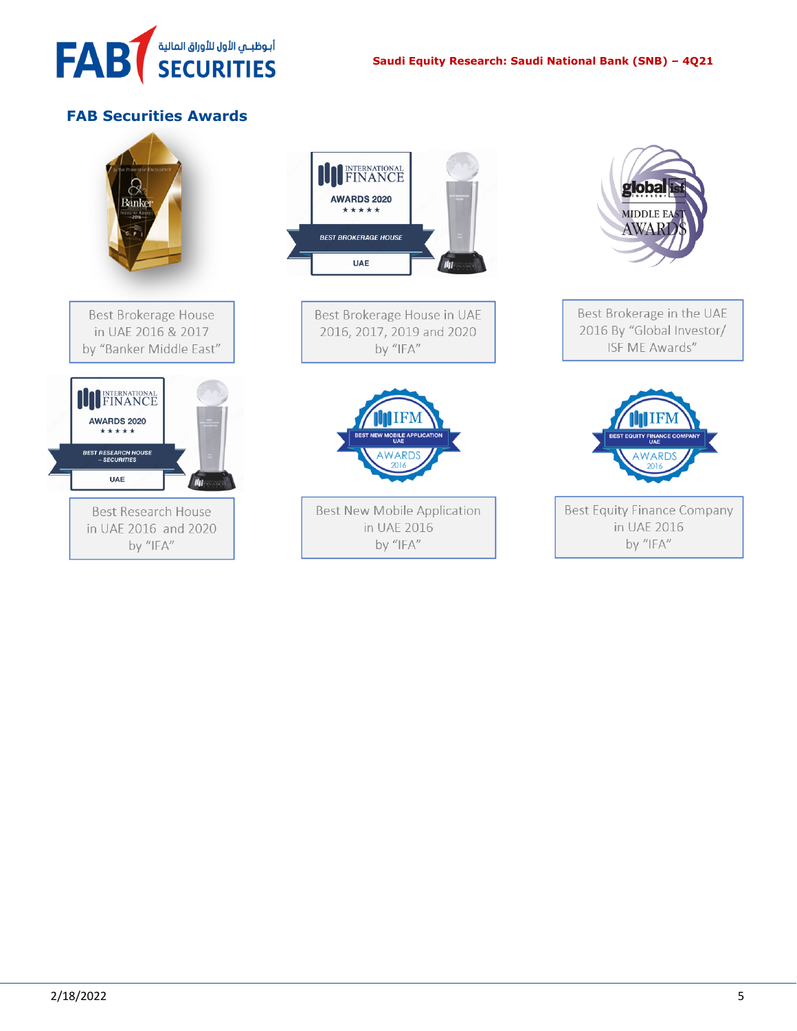## FAB Securities Awards

Best Brokerage House in UAE 2016 & 2017 by "Banker Middle East"

Best Brokerage House in UAE 2016, 2017, 2019 and 2020 by "IFA"

Best Brokerage in the UAE 2016 By "Global Investor/ ISF ME Awards"

Best Research House in UAE 2016 and 2020 by "IFA"

Best New Mobile Application in UAE 2016 by "IFA"

Best Equity Finance Company in UAE 2016 by "IFA"